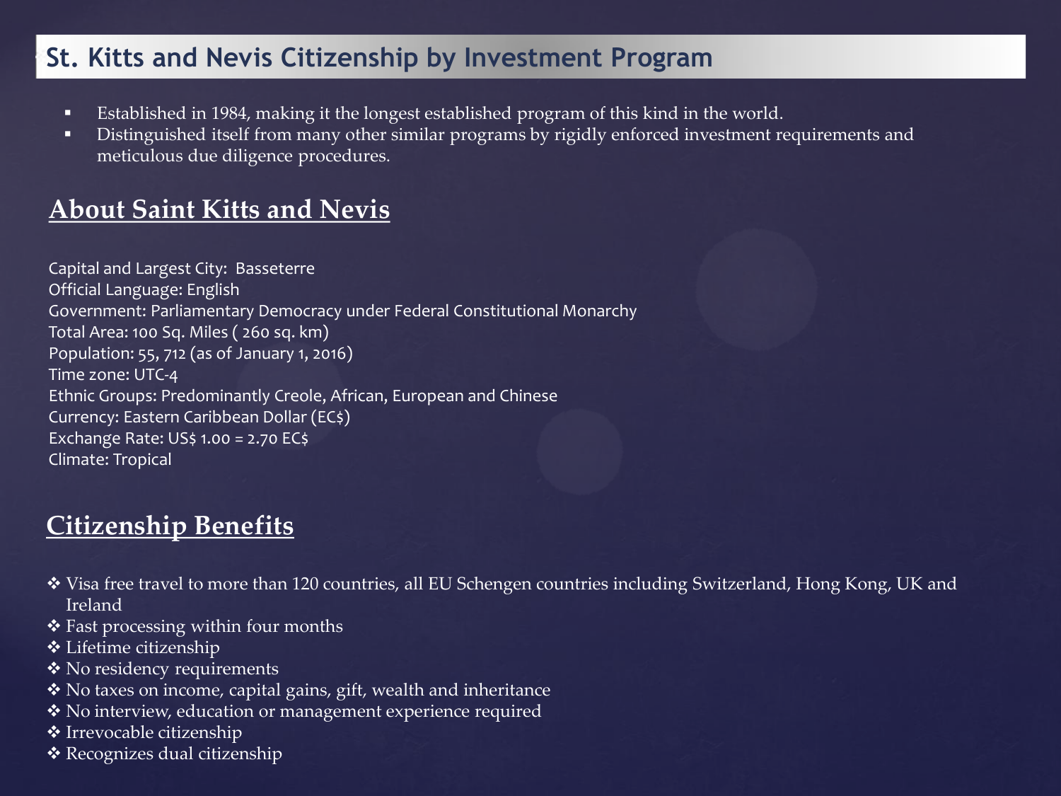# St. Kitts and Nevis Citizenship by Investment Program

- Established in 1984, making it the longest established program of this kind in the world.
- Distinguished itself from many other similar programs by rigidly enforced investment requirements and meticulous due diligence procedures.

## About Saint Kitts and Nevis

Capital and Largest City: Basseterre
Official Language: English
Government: Parliamentary Democracy under Federal Constitutional Monarchy
Total Area: 100 Sq. Miles ( 260 sq. km)
Population: 55, 712 (as of January 1, 2016)
Time zone: UTC-4
Ethnic Groups: Predominantly Creole, African, European and Chinese
Currency: Eastern Caribbean Dollar (EC$)
Exchange Rate: US$ 1.00 = 2.70 EC$
Climate: Tropical

## Citizenship Benefits

- Visa free travel to more than 120 countries, all EU Schengen countries including Switzerland, Hong Kong, UK and Ireland
- Fast processing within four months
- Lifetime citizenship
- No residency requirements
- No taxes on income, capital gains, gift, wealth and inheritance
- No interview, education or management experience required
- Irrevocable citizenship
- Recognizes dual citizenship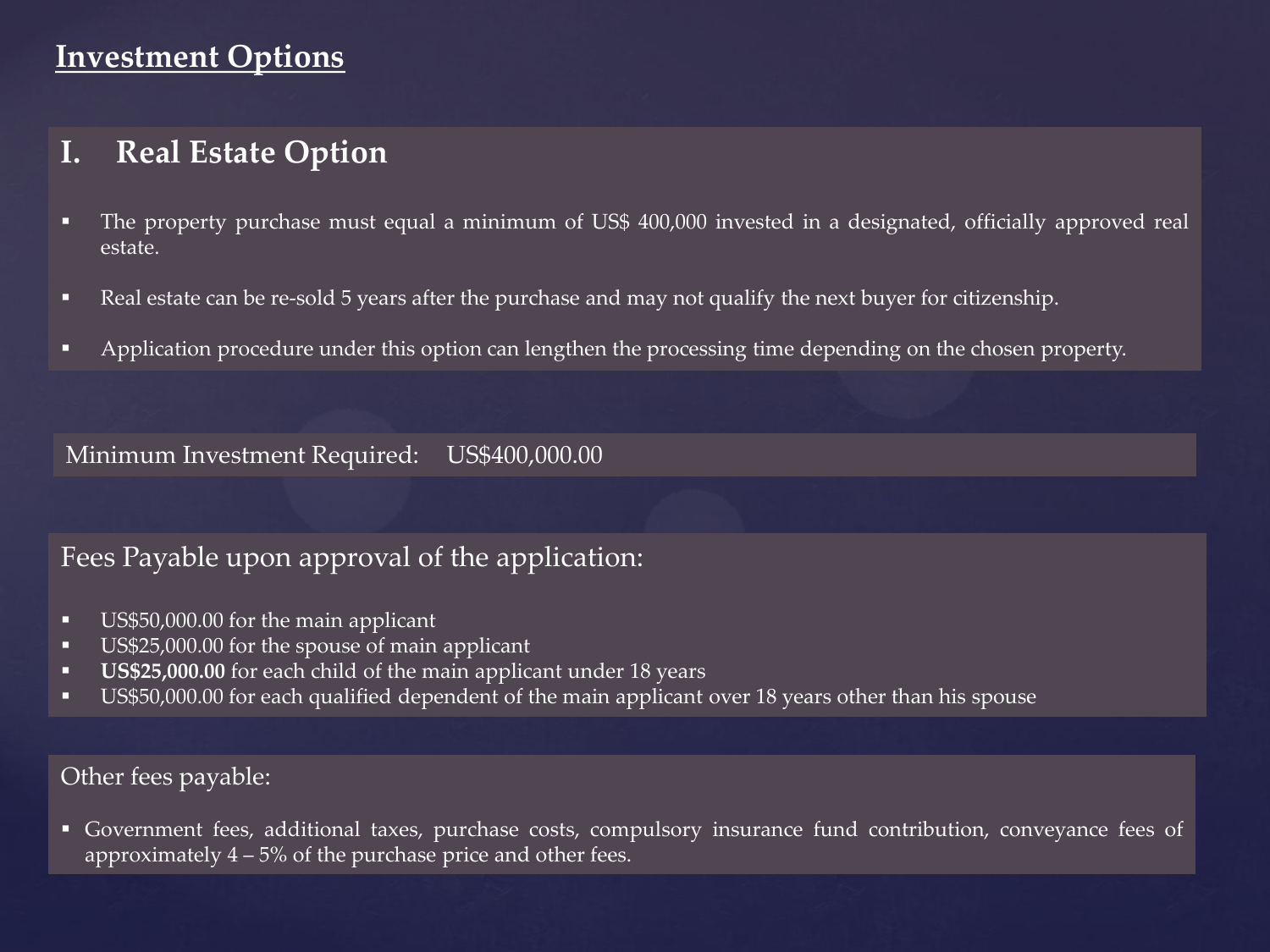## Investment Options

### I. Real Estate Option

- The property purchase must equal a minimum of US$ 400,000 invested in a designated, officially approved real estate.
- Real estate can be re-sold 5 years after the purchase and may not qualify the next buyer for citizenship.
- Application procedure under this option can lengthen the processing time depending on the chosen property.

Minimum Investment Required: US$400,000.00

Fees Payable upon approval of the application:

- US$50,000.00 for the main applicant
- US$25,000.00 for the spouse of main applicant
- **US$25,000.00** for each child of the main applicant under 18 years
- US$50,000.00 for each qualified dependent of the main applicant over 18 years other than his spouse

Other fees payable:

- Government fees, additional taxes, purchase costs, compulsory insurance fund contribution, conveyance fees of approximately 4 – 5% of the purchase price and other fees.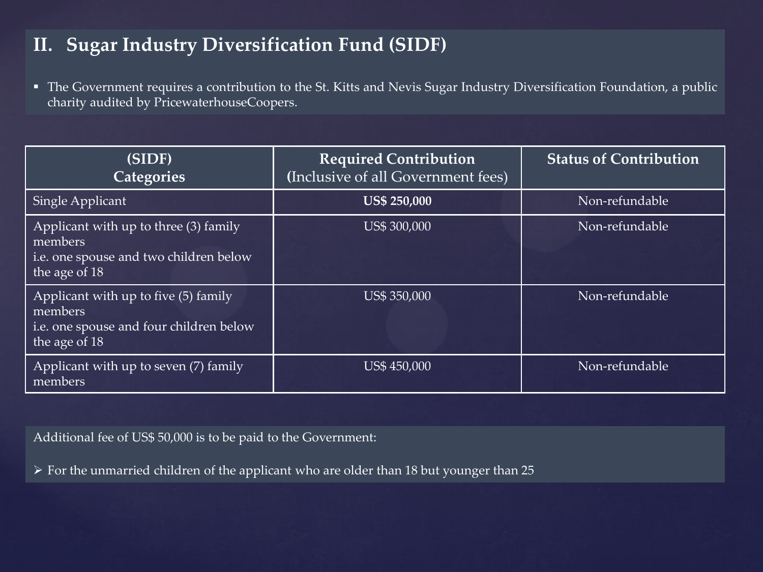## II. Sugar Industry Diversification Fund (SIDF)

- The Government requires a contribution to the St. Kitts and Nevis Sugar Industry Diversification Foundation, a public charity audited by PricewaterhouseCoopers.

| (SIDF) Categories | Required Contribution (Inclusive of all Government fees) | Status of Contribution |
|---|---|---|
| Single Applicant | **US$ 250,000** | Non-refundable |
| Applicant with up to three (3) family members i.e. one spouse and two children below the age of 18 | US$ 300,000 | Non-refundable |
| Applicant with up to five (5) family members i.e. one spouse and four children below the age of 18 | US$ 350,000 | Non-refundable |
| Applicant with up to seven (7) family members | US$ 450,000 | Non-refundable |

Additional fee of US$ 50,000 is to be paid to the Government:

- For the unmarried children of the applicant who are older than 18 but younger than 25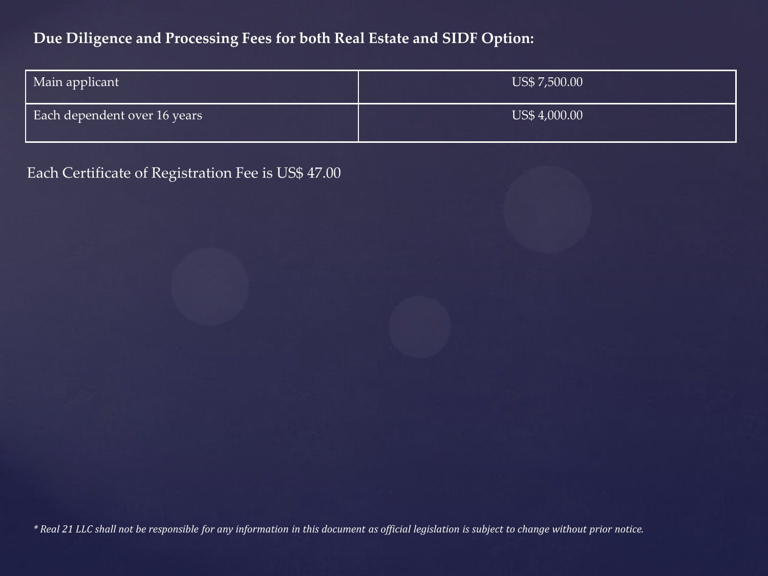**Due Diligence and Processing Fees for both Real Estate and SIDF Option:**

| | |
|---|---|
| Main applicant | US$ 7,500.00 |
| Each dependent over 16 years | US$ 4,000.00 |

Each Certificate of Registration Fee is US$ 47.00

*\* Real 21 LLC shall not be responsible for any information in this document as official legislation is subject to change without prior notice.*